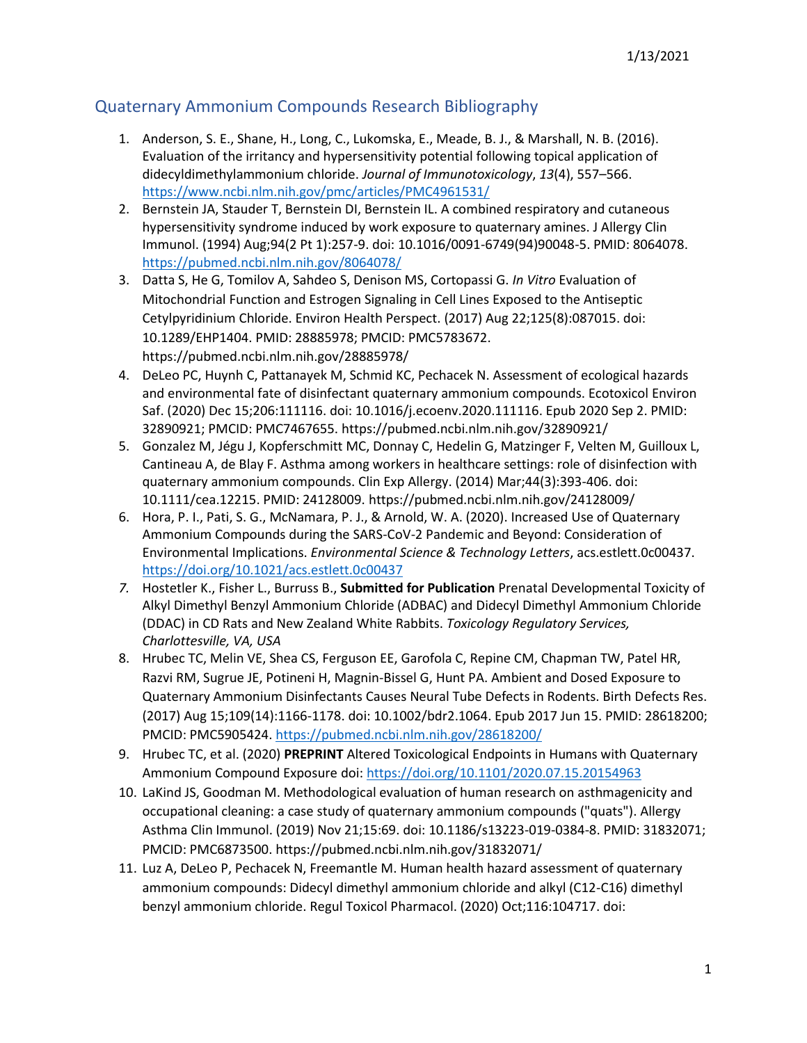## Quaternary Ammonium Compounds Research Bibliography

1. Anderson, S. E., Shane, H., Long, C., Lukomska, E., Meade, B. J., & Marshall, N. B. (2016). Evaluation of the irritancy and hypersensitivity potential following topical application of didecyldimethylammonium chloride. *Journal of Immunotoxicology*, *13*(4), 557–566. https://www.ncbi.nlm.nih.gov/pmc/articles/PMC4961531/
2. Bernstein JA, Stauder T, Bernstein DI, Bernstein IL. A combined respiratory and cutaneous hypersensitivity syndrome induced by work exposure to quaternary amines. J Allergy Clin Immunol. (1994) Aug;94(2 Pt 1):257-9. doi: 10.1016/0091-6749(94)90048-5. PMID: 8064078. https://pubmed.ncbi.nlm.nih.gov/8064078/
3. Datta S, He G, Tomilov A, Sahdeo S, Denison MS, Cortopassi G. *In Vitro* Evaluation of Mitochondrial Function and Estrogen Signaling in Cell Lines Exposed to the Antiseptic Cetylpyridinium Chloride. Environ Health Perspect. (2017) Aug 22;125(8):087015. doi: 10.1289/EHP1404. PMID: 28885978; PMCID: PMC5783672. https://pubmed.ncbi.nlm.nih.gov/28885978/
4. DeLeo PC, Huynh C, Pattanayek M, Schmid KC, Pechacek N. Assessment of ecological hazards and environmental fate of disinfectant quaternary ammonium compounds. Ecotoxicol Environ Saf. (2020) Dec 15;206:111116. doi: 10.1016/j.ecoenv.2020.111116. Epub 2020 Sep 2. PMID: 32890921; PMCID: PMC7467655. https://pubmed.ncbi.nlm.nih.gov/32890921/
5. Gonzalez M, Jégu J, Kopferschmitt MC, Donnay C, Hedelin G, Matzinger F, Velten M, Guilloux L, Cantineau A, de Blay F. Asthma among workers in healthcare settings: role of disinfection with quaternary ammonium compounds. Clin Exp Allergy. (2014) Mar;44(3):393-406. doi: 10.1111/cea.12215. PMID: 24128009. https://pubmed.ncbi.nlm.nih.gov/24128009/
6. Hora, P. I., Pati, S. G., McNamara, P. J., & Arnold, W. A. (2020). Increased Use of Quaternary Ammonium Compounds during the SARS-CoV-2 Pandemic and Beyond: Consideration of Environmental Implications. *Environmental Science & Technology Letters*, acs.estlett.0c00437. https://doi.org/10.1021/acs.estlett.0c00437
7. Hostetler K., Fisher L., Burruss B., **Submitted for Publication** Prenatal Developmental Toxicity of Alkyl Dimethyl Benzyl Ammonium Chloride (ADBAC) and Didecyl Dimethyl Ammonium Chloride (DDAC) in CD Rats and New Zealand White Rabbits. *Toxicology Regulatory Services, Charlottesville, VA, USA*
8. Hrubec TC, Melin VE, Shea CS, Ferguson EE, Garofola C, Repine CM, Chapman TW, Patel HR, Razvi RM, Sugrue JE, Potineni H, Magnin-Bissel G, Hunt PA. Ambient and Dosed Exposure to Quaternary Ammonium Disinfectants Causes Neural Tube Defects in Rodents. Birth Defects Res. (2017) Aug 15;109(14):1166-1178. doi: 10.1002/bdr2.1064. Epub 2017 Jun 15. PMID: 28618200; PMCID: PMC5905424. https://pubmed.ncbi.nlm.nih.gov/28618200/
9. Hrubec TC, et al. (2020) **PREPRINT** Altered Toxicological Endpoints in Humans with Quaternary Ammonium Compound Exposure doi: https://doi.org/10.1101/2020.07.15.20154963
10. LaKind JS, Goodman M. Methodological evaluation of human research on asthmagenicity and occupational cleaning: a case study of quaternary ammonium compounds ("quats"). Allergy Asthma Clin Immunol. (2019) Nov 21;15:69. doi: 10.1186/s13223-019-0384-8. PMID: 31832071; PMCID: PMC6873500. https://pubmed.ncbi.nlm.nih.gov/31832071/
11. Luz A, DeLeo P, Pechacek N, Freemantle M. Human health hazard assessment of quaternary ammonium compounds: Didecyl dimethyl ammonium chloride and alkyl (C12-C16) dimethyl benzyl ammonium chloride. Regul Toxicol Pharmacol. (2020) Oct;116:104717. doi: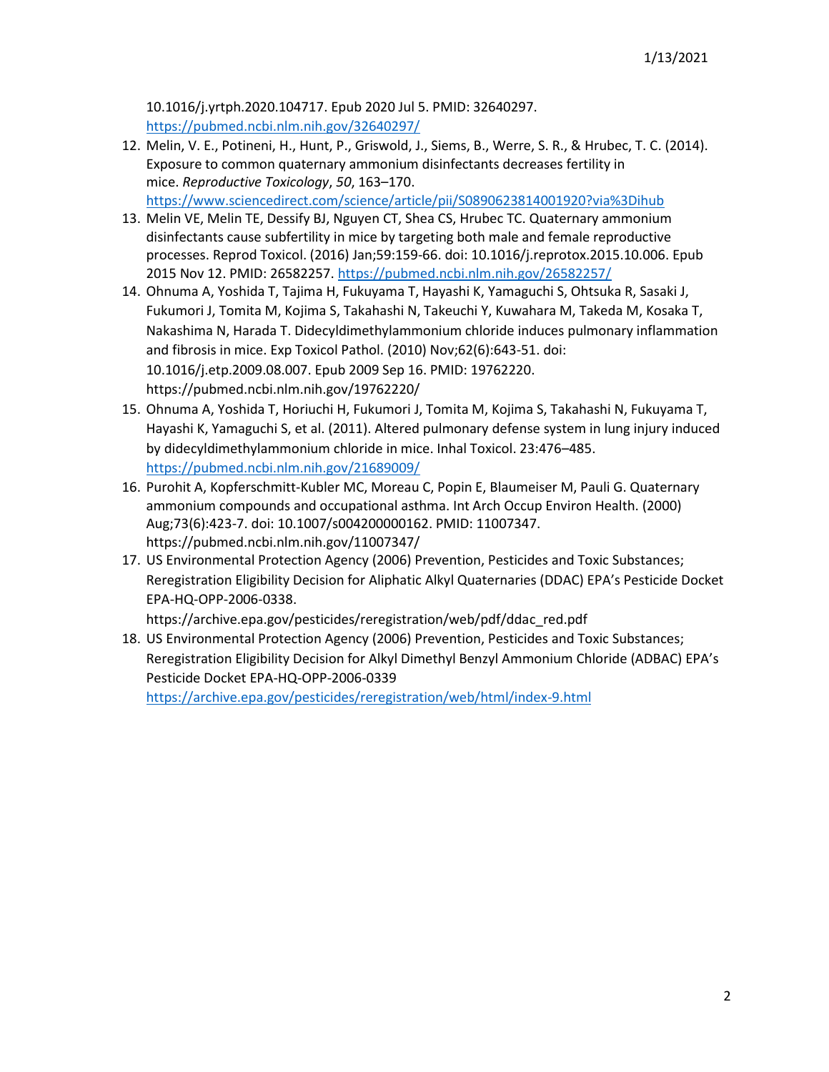10.1016/j.yrtph.2020.104717. Epub 2020 Jul 5. PMID: 32640297. https://pubmed.ncbi.nlm.nih.gov/32640297/

12. Melin, V. E., Potineni, H., Hunt, P., Griswold, J., Siems, B., Werre, S. R., & Hrubec, T. C. (2014). Exposure to common quaternary ammonium disinfectants decreases fertility in mice. *Reproductive Toxicology*, *50*, 163–170. https://www.sciencedirect.com/science/article/pii/S0890623814001920?via%3Dihub
13. Melin VE, Melin TE, Dessify BJ, Nguyen CT, Shea CS, Hrubec TC. Quaternary ammonium disinfectants cause subfertility in mice by targeting both male and female reproductive processes. Reprod Toxicol. (2016) Jan;59:159-66. doi: 10.1016/j.reprotox.2015.10.006. Epub 2015 Nov 12. PMID: 26582257. https://pubmed.ncbi.nlm.nih.gov/26582257/
14. Ohnuma A, Yoshida T, Tajima H, Fukuyama T, Hayashi K, Yamaguchi S, Ohtsuka R, Sasaki J, Fukumori J, Tomita M, Kojima S, Takahashi N, Takeuchi Y, Kuwahara M, Takeda M, Kosaka T, Nakashima N, Harada T. Didecyldimethylammonium chloride induces pulmonary inflammation and fibrosis in mice. Exp Toxicol Pathol. (2010) Nov;62(6):643-51. doi: 10.1016/j.etp.2009.08.007. Epub 2009 Sep 16. PMID: 19762220. https://pubmed.ncbi.nlm.nih.gov/19762220/
15. Ohnuma A, Yoshida T, Horiuchi H, Fukumori J, Tomita M, Kojima S, Takahashi N, Fukuyama T, Hayashi K, Yamaguchi S, et al. (2011). Altered pulmonary defense system in lung injury induced by didecyldimethylammonium chloride in mice. Inhal Toxicol. 23:476–485. https://pubmed.ncbi.nlm.nih.gov/21689009/
16. Purohit A, Kopferschmitt-Kubler MC, Moreau C, Popin E, Blaumeiser M, Pauli G. Quaternary ammonium compounds and occupational asthma. Int Arch Occup Environ Health. (2000) Aug;73(6):423-7. doi: 10.1007/s004200000162. PMID: 11007347. https://pubmed.ncbi.nlm.nih.gov/11007347/
17. US Environmental Protection Agency (2006) Prevention, Pesticides and Toxic Substances; Reregistration Eligibility Decision for Aliphatic Alkyl Quaternaries (DDAC) EPA's Pesticide Docket EPA-HQ-OPP-2006-0338. https://archive.epa.gov/pesticides/reregistration/web/pdf/ddac_red.pdf
18. US Environmental Protection Agency (2006) Prevention, Pesticides and Toxic Substances; Reregistration Eligibility Decision for Alkyl Dimethyl Benzyl Ammonium Chloride (ADBAC) EPA's Pesticide Docket EPA-HQ-OPP-2006-0339 https://archive.epa.gov/pesticides/reregistration/web/html/index-9.html